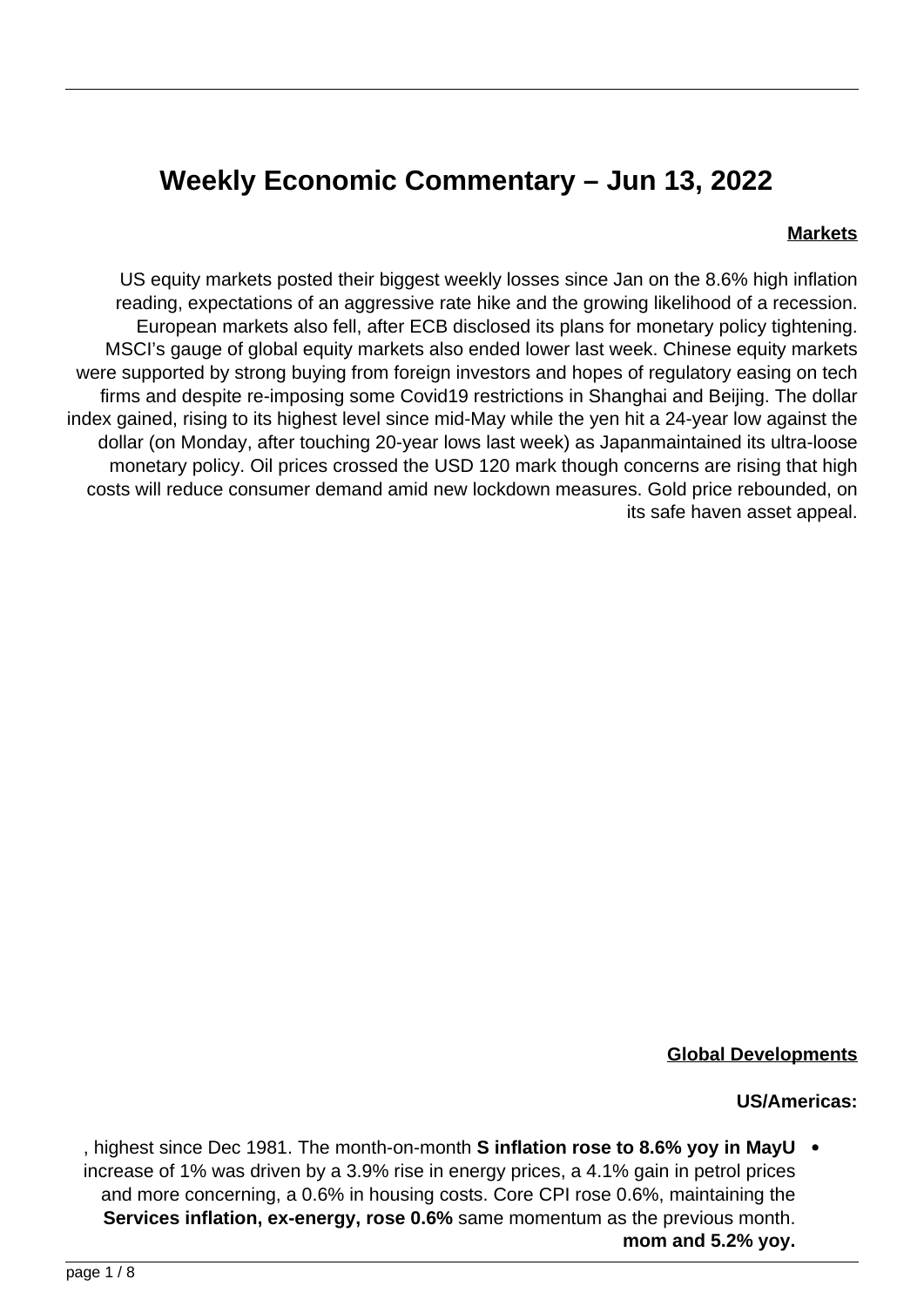# Weekly Economic Commentary – Jun 13, 2022

## Markets

US equity markets posted their biggest weekly losses since Jan on the 8.6% high inflation reading, expectations of an aggressive rate hike and the growing likelihood of a recession. European markets also fell, after ECB disclosed its plans for monetary policy tightening. MSCI's gauge of global equity markets also ended lower last week. Chinese equity markets were supported by strong buying from foreign investors and hopes of regulatory easing on tech firms and despite re-imposing some Covid19 restrictions in Shanghai and Beijing. The dollar index gained, rising to its highest level since mid-May while the yen hit a 24-year low against the dollar (on Monday, after touching 20-year lows last week) as Japanmaintained its ultra-loose monetary policy. Oil prices crossed the USD 120 mark though concerns are rising that high costs will reduce consumer demand amid new lockdown measures. Gold price rebounded, on its safe haven asset appeal.

## Global Developments

### US/Americas:

- **US inflation rose to 8.6% yoy in May**, highest since Dec 1981. The month-on-month increase of 1% was driven by a 3.9% rise in energy prices, a 4.1% gain in petrol prices and more concerning, a 0.6% in housing costs. Core CPI rose 0.6%, maintaining the same momentum as the previous month. **Services inflation, ex-energy, rose 0.6% mom and 5.2% yoy.**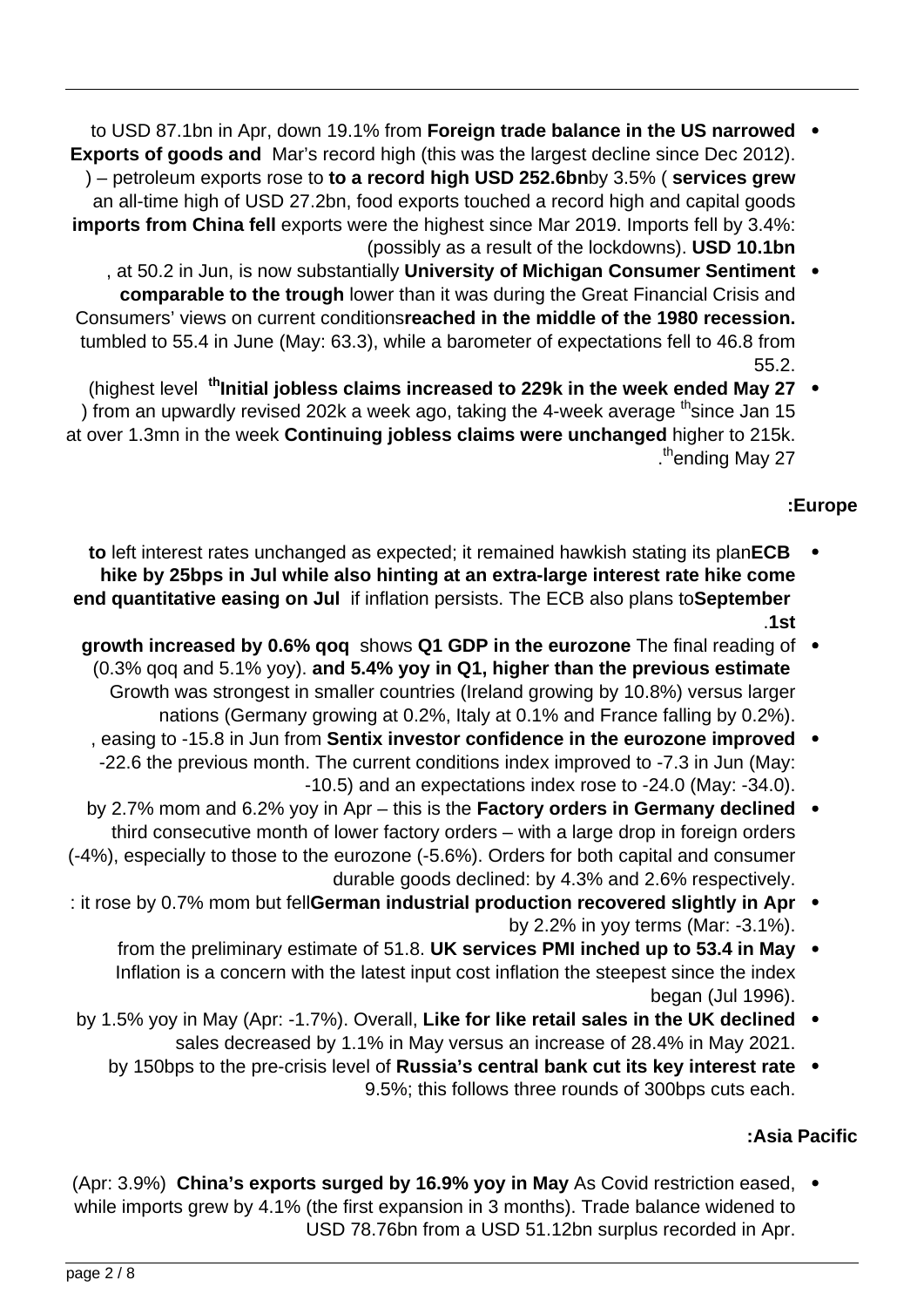- **Foreign trade balance in the US narrowed** to USD 87.1bn in Apr, down 19.1% from Mar's record high (this was the largest decline since Dec 2012). **Exports of goods and services grew** by 3.5% (**to a record high USD 252.6bn**) – petroleum exports rose to an all-time high of USD 27.2bn, food exports touched a record high and capital goods exports were the highest since Mar 2019. Imports fell by 3.4%: **imports from China fell USD 10.1bn** (possibly as a result of the lockdowns).
- **University of Michigan Consumer Sentiment**, at 50.2 in Jun, is now substantially lower than it was during the Great Financial Crisis and **comparable to the trough reached in the middle of the 1980 recession.** Consumers' views on current conditions tumbled to 55.4 in June (May: 63.3), while a barometer of expectations fell to 46.8 from 55.2.
- **Initial jobless claims increased to 229k in the week ended May 27th** (highest level since Jan 15th) from an upwardly revised 202k a week ago, taking the 4-week average higher to 215k. **Continuing jobless claims were unchanged** at over 1.3mn in the week ending May 27th.

**Europe:**

- **ECB** left interest rates unchanged as expected; it remained hawkish stating its plan **to hike by 25bps in Jul while also hinting at an extra-large interest rate hike come September** if inflation persists. The ECB also plans to **end quantitative easing on Jul 1st**.
- The final reading of **Q1 GDP in the eurozone** shows **growth increased by 0.6% qoq and 5.4% yoy in Q1, higher than the previous estimate** (0.3% qoq and 5.1% yoy). Growth was strongest in smaller countries (Ireland growing by 10.8%) versus larger nations (Germany growing at 0.2%, Italy at 0.1% and France falling by 0.2%).
- **Sentix investor confidence in the eurozone improved**, easing to -15.8 in Jun from -22.6 the previous month. The current conditions index improved to -7.3 in Jun (May: -10.5) and an expectations index rose to -24.0 (May: -34.0).
- **Factory orders in Germany declined** by 2.7% mom and 6.2% yoy in Apr – this is the third consecutive month of lower factory orders – with a large drop in foreign orders (-4%), especially to those to the eurozone (-5.6%). Orders for both capital and consumer durable goods declined: by 4.3% and 2.6% respectively.
- **German industrial production recovered slightly in Apr**: it rose by 0.7% mom but fell by 2.2% in yoy terms (Mar: -3.1%).
- **UK services PMI inched up to 53.4 in May** from the preliminary estimate of 51.8. Inflation is a concern with the latest input cost inflation the steepest since the index began (Jul 1996).
- **Like for like retail sales in the UK declined** by 1.5% yoy in May (Apr: -1.7%). Overall, sales decreased by 1.1% in May versus an increase of 28.4% in May 2021.
- **Russia's central bank cut its key interest rate** by 150bps to the pre-crisis level of 9.5%; this follows three rounds of 300bps cuts each.

**Asia Pacific:**

- As Covid restriction eased, **China's exports surged by 16.9% yoy in May** (Apr: 3.9%) while imports grew by 4.1% (the first expansion in 3 months). Trade balance widened to USD 78.76bn from a USD 51.12bn surplus recorded in Apr.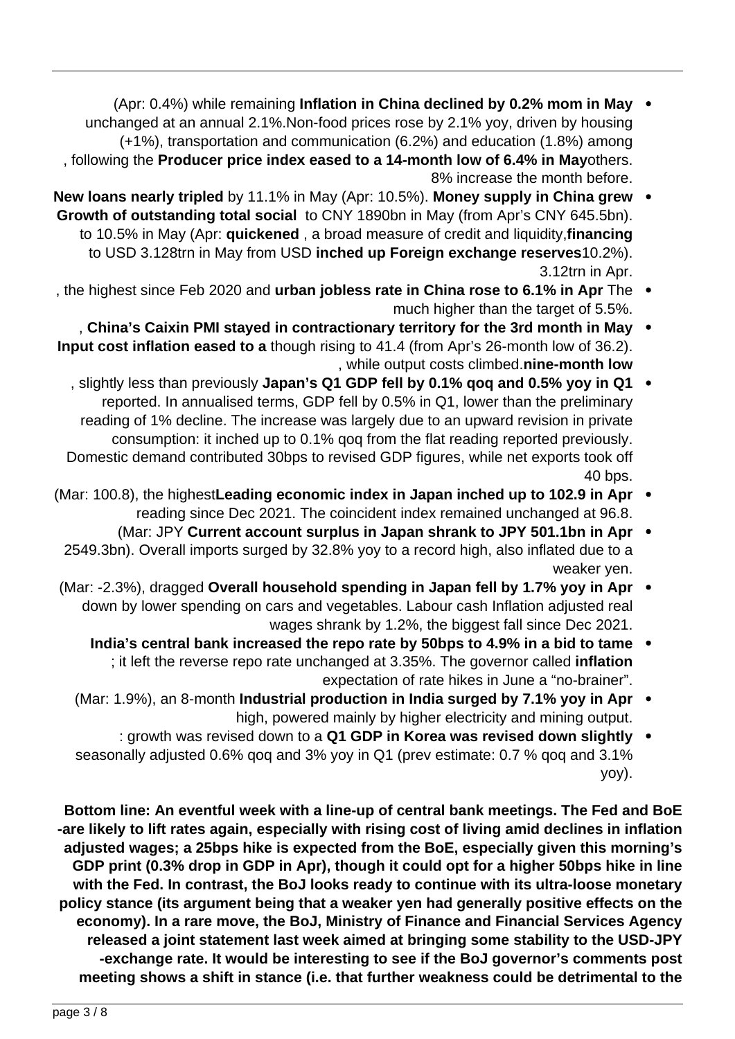- **Inflation in China declined by 0.2% mom in May** (Apr: 0.4%) while remaining unchanged at an annual 2.1%. Non-food prices rose by 2.1% yoy, driven by housing (+1%), transportation and communication (6.2%) and education (1.8%) among others. **Producer price index eased to a 14-month low of 6.4% in May**, following the 8% increase the month before.
- **Money supply in China grew** by 11.1% in May (Apr: 10.5%). **New loans nearly tripled** to CNY 1890bn in May (from Apr's CNY 645.5bn). **Growth of outstanding total social financing**, a broad measure of credit and liquidity, **quickened** to 10.5% in May (Apr: 10.2%). **Foreign exchange reserves inched up** to USD 3.128trn in May from USD 3.12trn in Apr.
- The **urban jobless rate in China rose to 6.1% in Apr**, the highest since Feb 2020 and much higher than the target of 5.5%.
- **China's Caixin PMI stayed in contractionary territory for the 3rd month in May**, though rising to 41.4 (from Apr's 26-month low of 36.2). **Input cost inflation eased to a nine-month low**, while output costs climbed.
- **Japan's Q1 GDP fell by 0.1% qoq and 0.5% yoy in Q1**, slightly less than previously reported. In annualised terms, GDP fell by 0.5% in Q1, lower than the preliminary reading of 1% decline. The increase was largely due to an upward revision in private consumption: it inched up to 0.1% qoq from the flat reading reported previously. Domestic demand contributed 30bps to revised GDP figures, while net exports took off 40 bps.
- **Leading economic index in Japan inched up to 102.9 in Apr** (Mar: 100.8), the highest reading since Dec 2021. The coincident index remained unchanged at 96.8.
- **Current account surplus in Japan shrank to JPY 501.1bn in Apr** (Mar: JPY 2549.3bn). Overall imports surged by 32.8% yoy to a record high, also inflated due to a weaker yen.
- **Overall household spending in Japan fell by 1.7% yoy in Apr** (Mar: -2.3%), dragged down by lower spending on cars and vegetables. Labour cash Inflation adjusted real wages shrank by 1.2%, the biggest fall since Dec 2021.
- **India's central bank increased the repo rate by 50bps to 4.9% in a bid to tame inflation**; it left the reverse repo rate unchanged at 3.35%. The governor called expectation of rate hikes in June a "no-brainer".
- **Industrial production in India surged by 7.1% yoy in Apr** (Mar: 1.9%), an 8-month high, powered mainly by higher electricity and mining output.
- **Q1 GDP in Korea was revised down slightly**: growth was revised down to a seasonally adjusted 0.6% qoq and 3% yoy in Q1 (prev estimate: 0.7 % qoq and 3.1% yoy).

**Bottom line: An eventful week with a line-up of central bank meetings. The Fed and BoE are likely to lift rates again, especially with rising cost of living amid declines in inflation-adjusted wages; a 25bps hike is expected from the BoE, especially given this morning's GDP print (0.3% drop in GDP in Apr), though it could opt for a higher 50bps hike in line with the Fed. In contrast, the BoJ looks ready to continue with its ultra-loose monetary policy stance (its argument being that a weaker yen had generally positive effects on the economy). In a rare move, the BoJ, Ministry of Finance and Financial Services Agency released a joint statement last week aimed at bringing some stability to the USD-JPY exchange rate. It would be interesting to see if the BoJ governor's comments post meeting shows a shift in stance (i.e. that further weakness could be detrimental to the**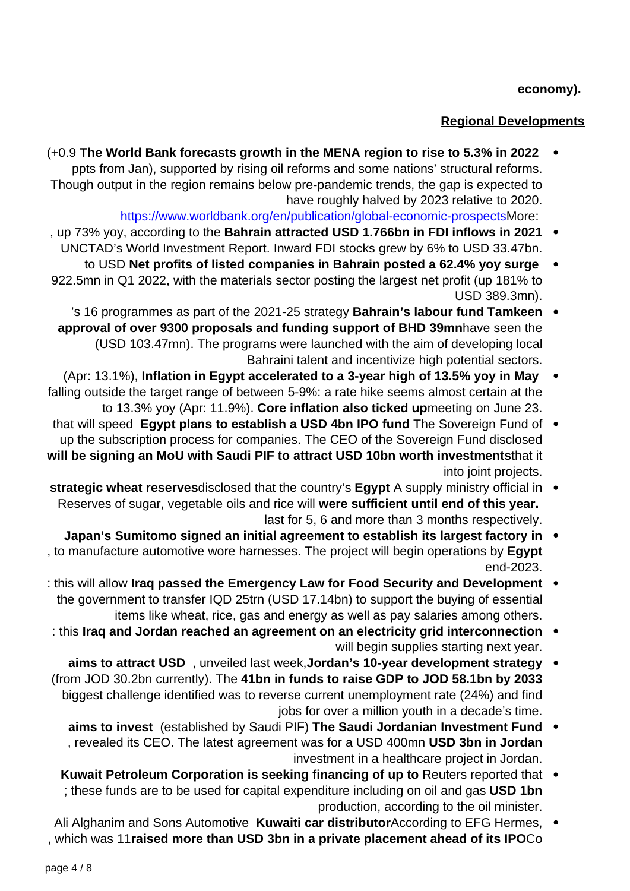**economy).**

## Regional Developments

- **The World Bank forecasts growth in the MENA region to rise to 5.3% in 2022** (+0.9 ppts from Jan), supported by rising oil reforms and some nations' structural reforms. Though output in the region remains below pre-pandemic trends, the gap is expected to have roughly halved by 2023 relative to 2020. More: https://www.worldbank.org/en/publication/global-economic-prospects
- **Bahrain attracted USD 1.766bn in FDI inflows in 2021**, up 73% yoy, according to the UNCTAD's World Investment Report. Inward FDI stocks grew by 6% to USD 33.47bn.
- **Net profits of listed companies in Bahrain posted a 62.4% yoy surge** to USD 922.5mn in Q1 2022, with the materials sector posting the largest net profit (up 181% to USD 389.3mn).
- **Bahrain's labour fund Tamkeen**'s 16 programmes as part of the 2021-25 strategy have seen the **approval of over 9300 proposals and funding support of BHD 39mn** (USD 103.47mn). The programs were launched with the aim of developing local Bahraini talent and incentivize high potential sectors.
- **Inflation in Egypt accelerated to a 3-year high of 13.5% yoy in May** (Apr: 13.1%), falling outside the target range of between 5-9%: a rate hike seems almost certain at the meeting on June 23. **Core inflation also ticked up** to 13.3% yoy (Apr: 11.9%).
- The Sovereign Fund of **Egypt plans to establish a USD 4bn IPO fund** that will speed up the subscription process for companies. The CEO of the Sovereign Fund disclosed that it **will be signing an MoU with Saudi PIF to attract USD 10bn worth investments** into joint projects.
- A supply ministry official in **Egypt** disclosed that the country's **strategic wheat reserves were sufficient until end of this year.** Reserves of sugar, vegetable oils and rice will last for 5, 6 and more than 3 months respectively.
- **Japan's Sumitomo signed an initial agreement to establish its largest factory in Egypt**, to manufacture automotive wore harnesses. The project will begin operations by end-2023.
- **Iraq passed the Emergency Law for Food Security and Development**: this will allow the government to transfer IQD 25trn (USD 17.14bn) to support the buying of essential items like wheat, rice, gas and energy as well as pay salaries among others.
- **Iraq and Jordan reached an agreement on an electricity grid interconnection**: this will begin supplies starting next year.
- **Jordan's 10-year development strategy**, unveiled last week, **aims to attract USD 41bn in funds to raise GDP to JOD 58.1bn by 2033** (from JOD 30.2bn currently). The biggest challenge identified was to reverse current unemployment rate (24%) and find jobs for over a million youth in a decade's time.
- **The Saudi Jordanian Investment Fund** (established by Saudi PIF) **aims to invest USD 3bn in Jordan**, revealed its CEO. The latest agreement was for a USD 400mn investment in a healthcare project in Jordan.
- Reuters reported that **Kuwait Petroleum Corporation is seeking financing of up to USD 1bn**; these funds are to be used for capital expenditure including on oil and gas production, according to the oil minister.
- According to EFG Hermes, **Kuwaiti car distributor** Ali Alghanim and Sons Automotive Co **raised more than USD 3bn in a private placement ahead of its IPO**, which was 11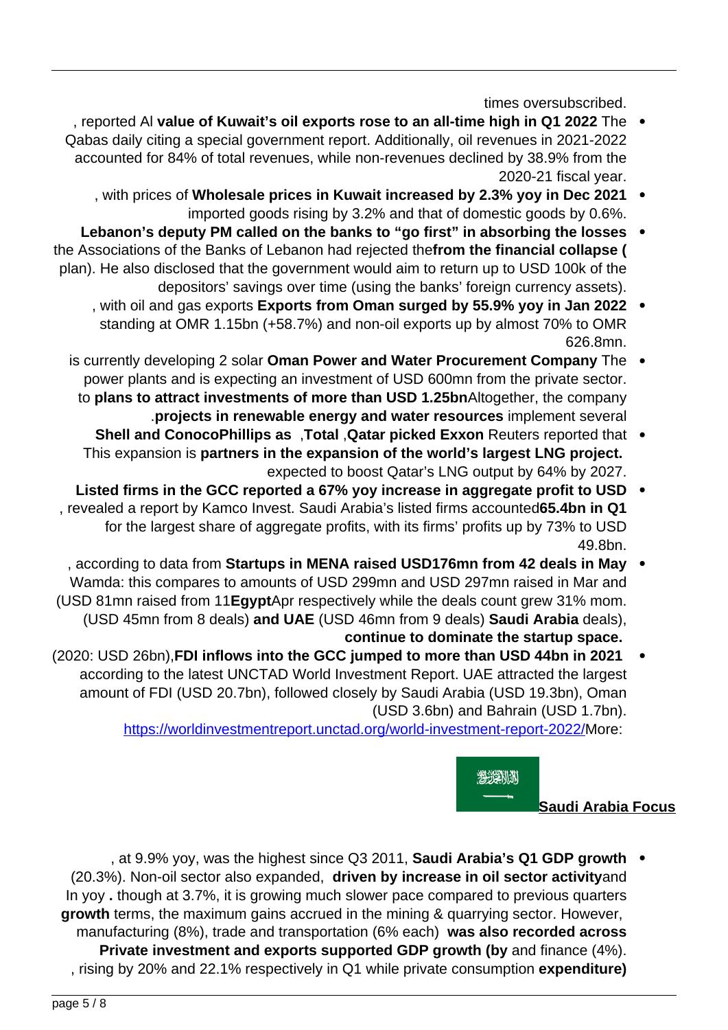times oversubscribed.

- **The value of Kuwait's oil exports rose to an all-time high in Q1 2022**, reported Al Qabas daily citing a special government report. Additionally, oil revenues in 2021-2022 accounted for 84% of total revenues, while non-revenues declined by 38.9% from the 2020-21 fiscal year.
- **Wholesale prices in Kuwait increased by 2.3% yoy in Dec 2021**, with prices of imported goods rising by 3.2% and that of domestic goods by 0.6%.
- **Lebanon's deputy PM called on the banks to "go first" in absorbing the losses from the financial collapse** (the Associations of the Banks of Lebanon had rejected the plan). He also disclosed that the government would aim to return up to USD 100k of the depositors' savings over time (using the banks' foreign currency assets).
- **Exports from Oman surged by 55.9% yoy in Jan 2022**, with oil and gas exports standing at OMR 1.15bn (+58.7%) and non-oil exports up by almost 70% to OMR 626.8mn.
- The **Oman Power and Water Procurement Company** is currently developing 2 solar power plants and is expecting an investment of USD 600mn from the private sector. Altogether, the company **plans to attract investments of more than USD 1.25bn** to implement several **projects in renewable energy and water resources**.
- Reuters reported that **Qatar picked Exxon, Total, Shell and ConocoPhillips as partners in the expansion of the world's largest LNG project.** This expansion is expected to boost Qatar's LNG output by 64% by 2027.
- **Listed firms in the GCC reported a 67% yoy increase in aggregate profit to USD 65.4bn in Q1**, revealed a report by Kamco Invest. Saudi Arabia's listed firms accounted for the largest share of aggregate profits, with its firms' profits up by 73% to USD 49.8bn.
- **Startups in MENA raised USD176mn from 42 deals in May**, according to data from Wamda: this compares to amounts of USD 299mn and USD 297mn raised in Mar and Apr respectively while the deals count grew 31% mom. **Egypt** (USD 81mn raised from 11 deals), **Saudi Arabia** (USD 45mn from 8 deals) **and UAE** (USD 46mn from 9 deals) **continue to dominate the startup space.**
- **FDI inflows into the GCC jumped to more than USD 44bn in 2021** (2020: USD 26bn), according to the latest UNCTAD World Investment Report. UAE attracted the largest amount of FDI (USD 20.7bn), followed closely by Saudi Arabia (USD 19.3bn), Oman (USD 3.6bn) and Bahrain (USD 1.7bn).
  More: https://worldinvestmentreport.unctad.org/world-investment-report-2022/

## Saudi Arabia Focus

- **Saudi Arabia's Q1 GDP growth**, at 9.9% yoy, was the highest since Q3 2011, **driven by increase in oil sector activity** (20.3%). Non-oil sector also expanded, though at 3.7%, it is growing much slower pace compared to previous quarters. In yoy **growth** terms, the maximum gains accrued in the mining & quarrying sector. However, growth **was also recorded across** manufacturing (8%), trade and transportation (6% each) and finance (4%). **Private investment and exports supported GDP growth (by expenditure)**, rising by 20% and 22.1% respectively in Q1 while private consumption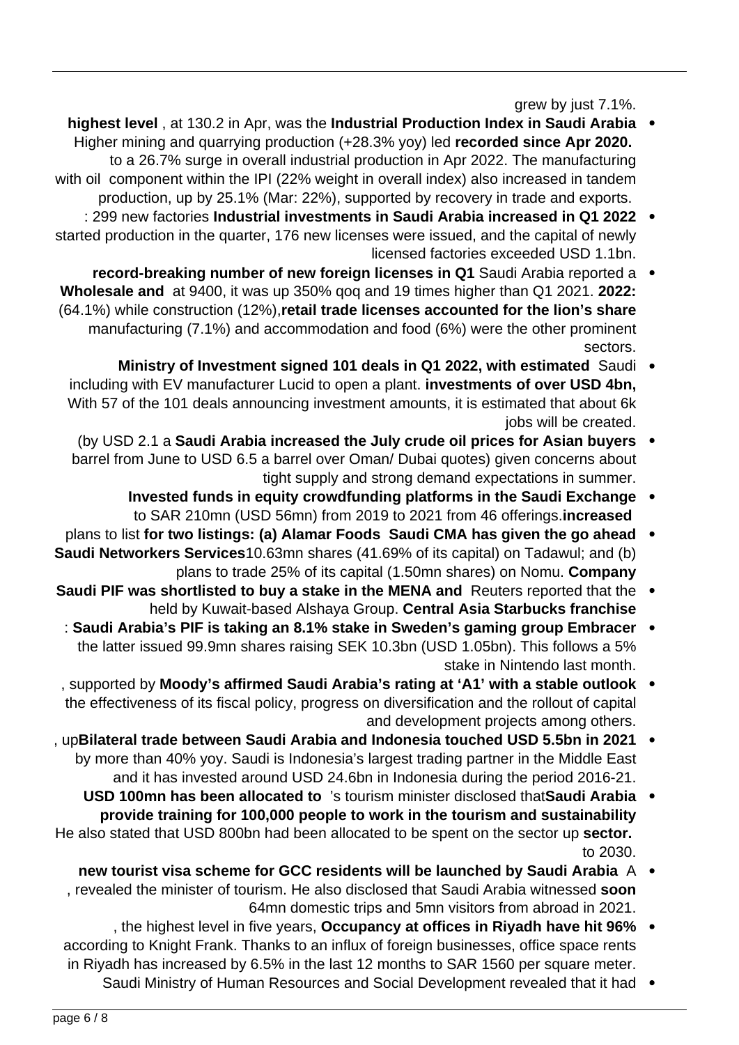grew by just 7.1%.

- **Industrial Production Index in Saudi Arabia**, at 130.2 in Apr, was the **highest level recorded since Apr 2020.** Higher mining and quarrying production (+28.3% yoy) led to a 26.7% surge in overall industrial production in Apr 2022. The manufacturing component within the IPI (22% weight in overall index) also increased in tandem with oil production, up by 25.1% (Mar: 22%), supported by recovery in trade and exports.
- **Industrial investments in Saudi Arabia increased in Q1 2022**: 299 new factories started production in the quarter, 176 new licenses were issued, and the capital of newly licensed factories exceeded USD 1.1bn.
- Saudi Arabia reported a **record-breaking number of new foreign licenses in Q1 2022:** at 9400, it was up 350% qoq and 19 times higher than Q1 2021. **Wholesale and retail trade licenses accounted for the lion's share** (64.1%) while construction (12%), manufacturing (7.1%) and accommodation and food (6%) were the other prominent sectors.
- Saudi **Ministry of Investment signed 101 deals in Q1 2022, with estimated investments of over USD 4bn,** including with EV manufacturer Lucid to open a plant. With 57 of the 101 deals announcing investment amounts, it is estimated that about 6k jobs will be created.
- **Saudi Arabia increased the July crude oil prices for Asian buyers** (by USD 2.1 a barrel from June to USD 6.5 a barrel over Oman/ Dubai quotes) given concerns about tight supply and strong demand expectations in summer.
- **Invested funds in equity crowdfunding platforms in the Saudi Exchange increased** to SAR 210mn (USD 56mn) from 2019 to 2021 from 46 offerings.
- **Saudi CMA has given the go ahead for two listings: (a) Alamar Foods Company** plans to list 10.63mn shares (41.69% of its capital) on Tadawul; and (b) **Saudi Networkers Services** plans to trade 25% of its capital (1.50mn shares) on Nomu.
- Reuters reported that the **Saudi PIF was shortlisted to buy a stake in the MENA and Central Asia Starbucks franchise** held by Kuwait-based Alshaya Group.
- **Saudi Arabia's PIF is taking an 8.1% stake in Sweden's gaming group Embracer**: the latter issued 99.9mn shares raising SEK 10.3bn (USD 1.05bn). This follows a 5% stake in Nintendo last month.
- **Moody's affirmed Saudi Arabia's rating at 'A1' with a stable outlook**, supported by the effectiveness of its fiscal policy, progress on diversification and the rollout of capital and development projects among others.
- **Bilateral trade between Saudi Arabia and Indonesia touched USD 5.5bn in 2021**, up by more than 40% yoy. Saudi is Indonesia's largest trading partner in the Middle East and it has invested around USD 24.6bn in Indonesia during the period 2016-21.
- **Saudi Arabia**'s tourism minister disclosed that **USD 100mn has been allocated to provide training for 100,000 people to work in the tourism and sustainability sector.** He also stated that USD 800bn had been allocated to be spent on the sector up to 2030.
- A **new tourist visa scheme for GCC residents will be launched by Saudi Arabia soon**, revealed the minister of tourism. He also disclosed that Saudi Arabia witnessed 64mn domestic trips and 5mn visitors from abroad in 2021.
- **Occupancy at offices in Riyadh have hit 96%**, the highest level in five years, according to Knight Frank. Thanks to an influx of foreign businesses, office space rents in Riyadh has increased by 6.5% in the last 12 months to SAR 1560 per square meter.
- Saudi Ministry of Human Resources and Social Development revealed that it had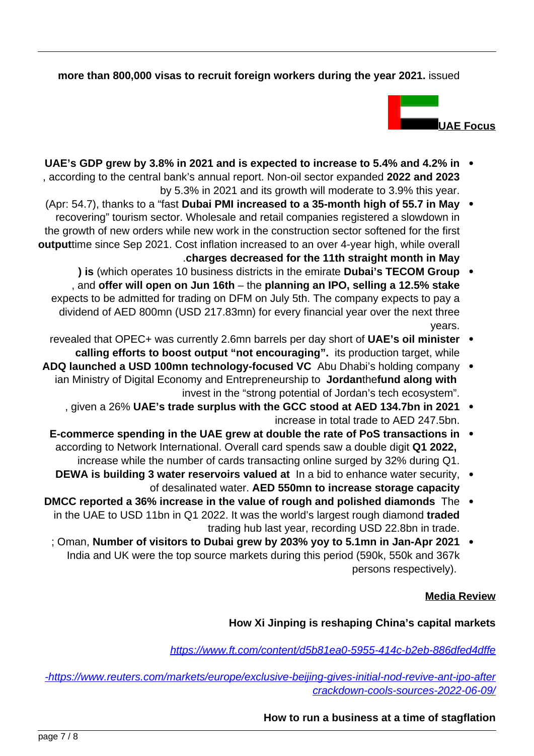**more than 800,000 visas to recruit foreign workers during the year 2021.** issued

## UAE Focus

- **UAE's GDP grew by 3.8% in 2021 and is expected to increase to 5.4% and 4.2% in 2022 and 2023**, according to the central bank's annual report. Non-oil sector expanded by 5.3% in 2021 and its growth will moderate to 3.9% this year.
- **Dubai PMI increased to a 35-month high of 55.7 in May** (Apr: 54.7), thanks to a "fast recovering" tourism sector. Wholesale and retail companies registered a slowdown in the growth of new orders while new work in the construction sector softened for the first time since Sep 2021. Cost inflation increased to an over 4-year high, while overall **output charges decreased for the 11th straight month in May**.
- **Dubai's TECOM Group** (which operates 10 business districts in the emirate**) is planning an IPO, selling a 12.5% stake** – the **offer will open on Jun 16th**, and expects to be admitted for trading on DFM on July 5th. The company expects to pay a dividend of AED 800mn (USD 217.83mn) for every financial year over the next three years.
- **UAE's oil minister** revealed that OPEC+ was currently 2.6mn barrels per day short of its production target, while **calling efforts to boost output "not encouraging".**
- Abu Dhabi's holding company **ADQ launched a USD 100mn technology-focused VC fund along with** the **Jordan**ian Ministry of Digital Economy and Entrepreneurship to invest in the "strong potential of Jordan's tech ecosystem".
- **UAE's trade surplus with the GCC stood at AED 134.7bn in 2021**, given a 26% increase in total trade to AED 247.5bn.
- **E-commerce spending in the UAE grew at double the rate of PoS transactions in Q1 2022,** according to Network International. Overall card spends saw a double digit increase while the number of cards transacting online surged by 32% during Q1.
- In a bid to enhance water security, **DEWA is building 3 water reservoirs valued at AED 550mn to increase storage capacity** of desalinated water.
- The **DMCC reported a 36% increase in the value of rough and polished diamonds traded** in the UAE to USD 11bn in Q1 2022. It was the world's largest rough diamond trading hub last year, recording USD 22.8bn in trade.
- **Number of visitors to Dubai grew by 203% yoy to 5.1mn in Jan-Apr 2021**; Oman, India and UK were the top source markets during this period (590k, 550k and 367k persons respectively).

## Media Review

**How Xi Jinping is reshaping China's capital markets**

*https://www.ft.com/content/d5b81ea0-5955-414c-b2eb-886dfed4dffe*

*https://www.reuters.com/markets/europe/exclusive-beijing-gives-initial-nod-revive-ant-ipo-after-crackdown-cools-sources-2022-06-09/*

**How to run a business at a time of stagflation**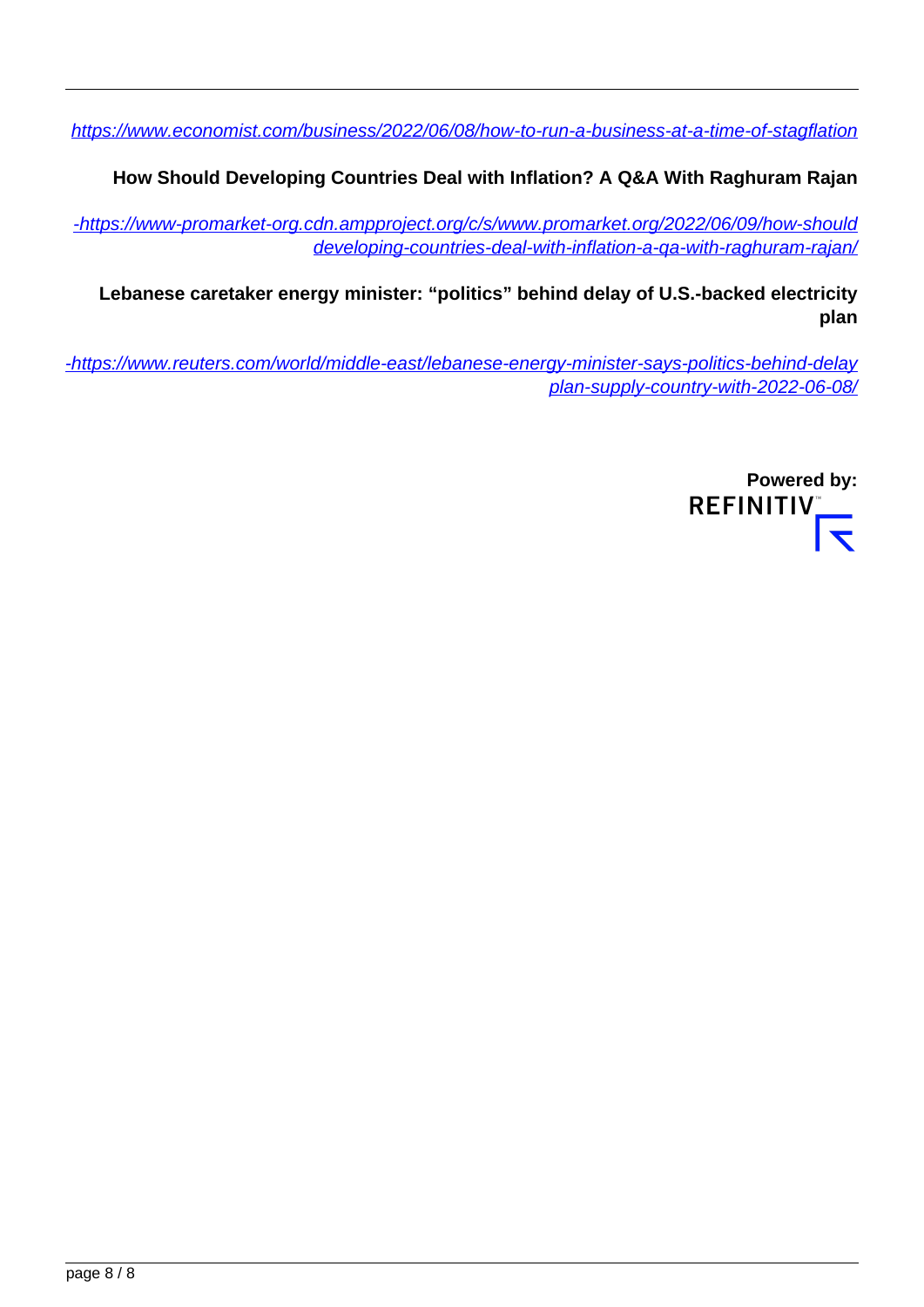https://www.economist.com/business/2022/06/08/how-to-run-a-business-at-a-time-of-stagflation

**How Should Developing Countries Deal with Inflation? A Q&A With Raghuram Rajan**

-https://www-promarket-org.cdn.ampproject.org/c/s/www.promarket.org/2022/06/09/how-should developing-countries-deal-with-inflation-a-qa-with-raghuram-rajan/

**Lebanese caretaker energy minister: "politics" behind delay of U.S.-backed electricity plan**

-https://www.reuters.com/world/middle-east/lebanese-energy-minister-says-politics-behind-delay plan-supply-country-with-2022-06-08/

**Powered by:**
REFINITIV